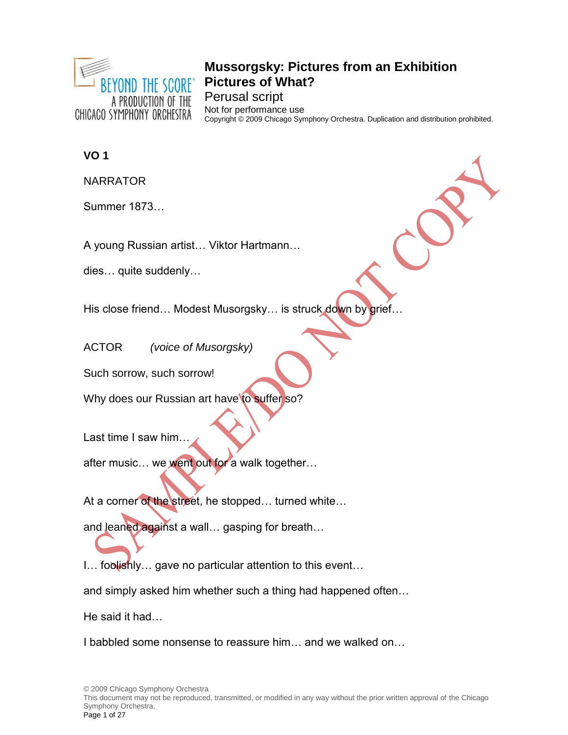# Mussorgsky: Pictures from an Exhibition

## Pictures of What?

Perusal script

Not for performance use

Copyright © 2009 Chicago Symphony Orchestra. Duplication and distribution prohibited.

**VO 1**

NARRATOR

Summer 1873…

A young Russian artist… Viktor Hartmann…

dies… quite suddenly…

His close friend… Modest Musorgsky… is struck down by grief…

ACTOR *(voice of Musorgsky)*

Such sorrow, such sorrow!

Why does our Russian art have to suffer so?

Last time I saw him…

after music… we went out for a walk together…

At a corner of the street, he stopped… turned white…

and leaned against a wall… gasping for breath…

I… foolishly… gave no particular attention to this event…

and simply asked him whether such a thing had happened often…

He said it had…

I babbled some nonsense to reassure him… and we walked on…

© 2009 Chicago Symphony Orchestra

This document may not be reproduced, transmitted, or modified in any way without the prior written approval of the Chicago Symphony Orchestra.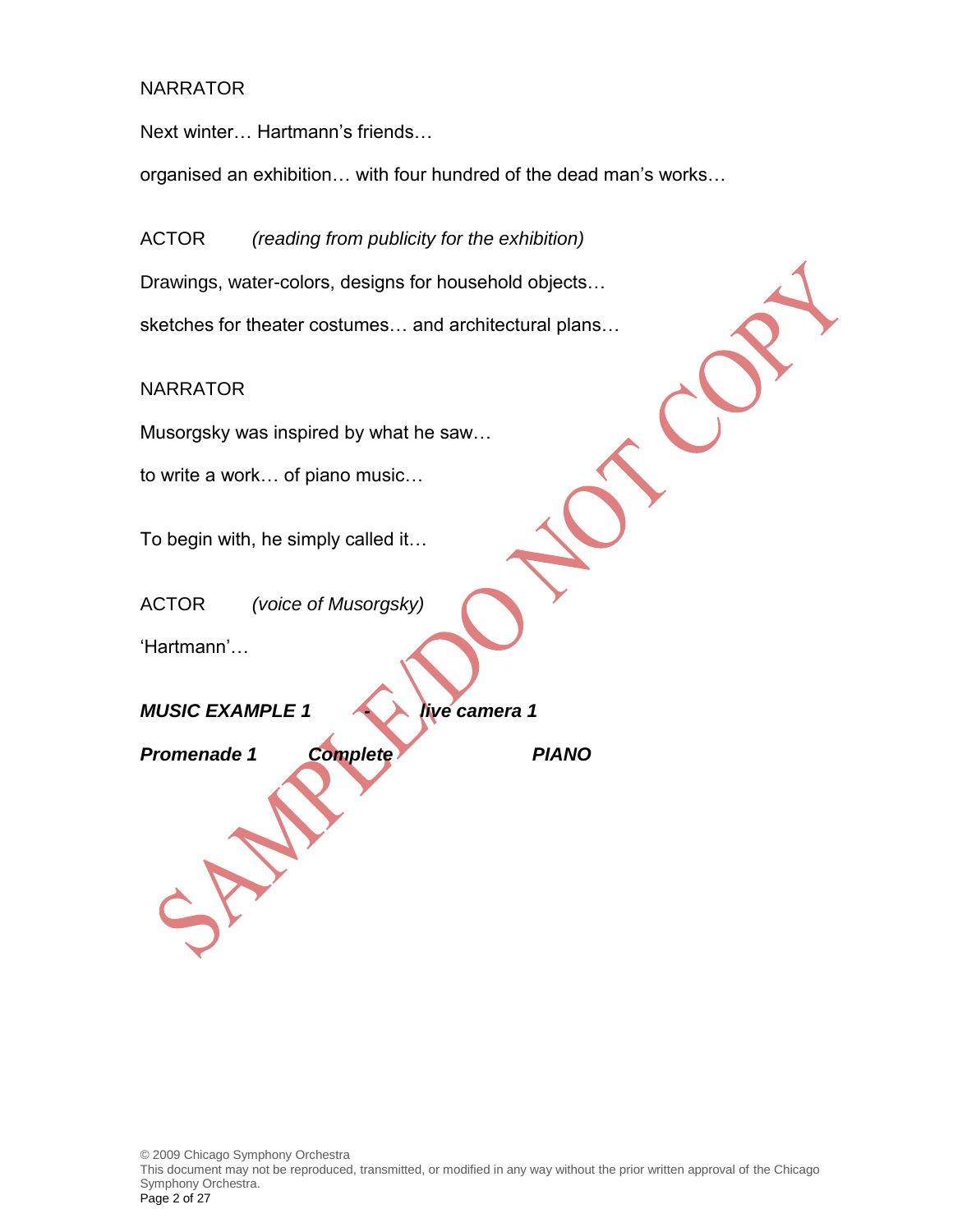NARRATOR

Next winter… Hartmann's friends…

organised an exhibition… with four hundred of the dead man's works…

ACTOR *(reading from publicity for the exhibition)*

Drawings, water-colors, designs for household objects…

sketches for theater costumes… and architectural plans…

NARRATOR

Musorgsky was inspired by what he saw…

to write a work… of piano music…

To begin with, he simply called it…

ACTOR *(voice of Musorgsky)*

'Hartmann'…

***MUSIC EXAMPLE 1 - live camera 1***

***Promenade 1 Complete PIANO***

© 2009 Chicago Symphony Orchestra
This document may not be reproduced, transmitted, or modified in any way without the prior written approval of the Chicago Symphony Orchestra.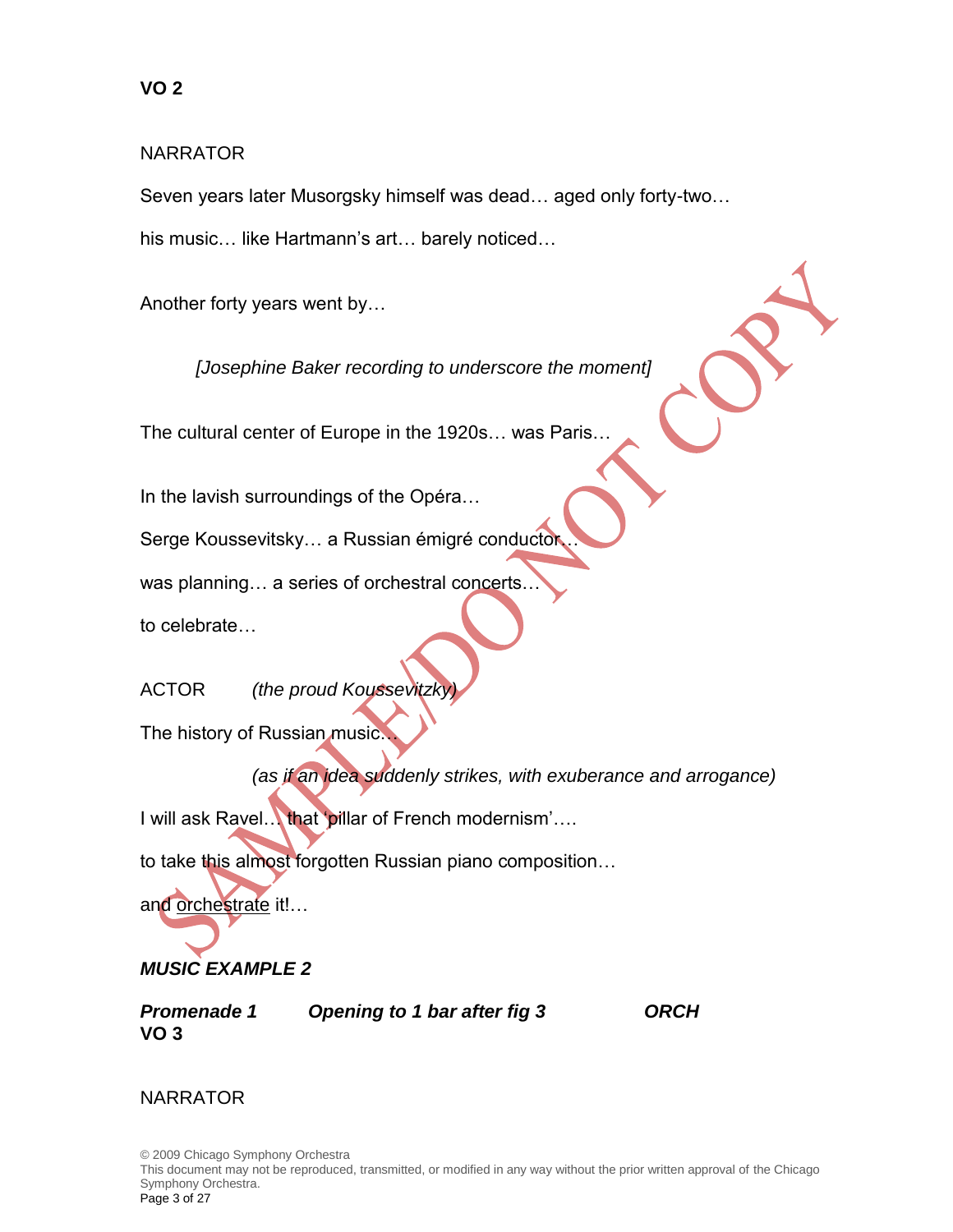**VO 2**

NARRATOR

Seven years later Musorgsky himself was dead… aged only forty-two…

his music… like Hartmann's art… barely noticed…

Another forty years went by…

*[Josephine Baker recording to underscore the moment]*

The cultural center of Europe in the 1920s… was Paris…

In the lavish surroundings of the Opéra…

Serge Koussevitsky… a Russian émigré conductor…

was planning… a series of orchestral concerts…

to celebrate…

ACTOR *(the proud Koussevitzky)*

The history of Russian music…

*(as if an idea suddenly strikes, with exuberance and arrogance)*

I will ask Ravel… that 'pillar of French modernism'….

to take this almost forgotten Russian piano composition…

and <u>orchestrate</u> it!…

***MUSIC EXAMPLE 2***

***Promenade 1*** ***Opening to 1 bar after fig 3*** ***ORCH***

**VO 3**

NARRATOR

© 2009 Chicago Symphony Orchestra
This document may not be reproduced, transmitted, or modified in any way without the prior written approval of the Chicago Symphony Orchestra.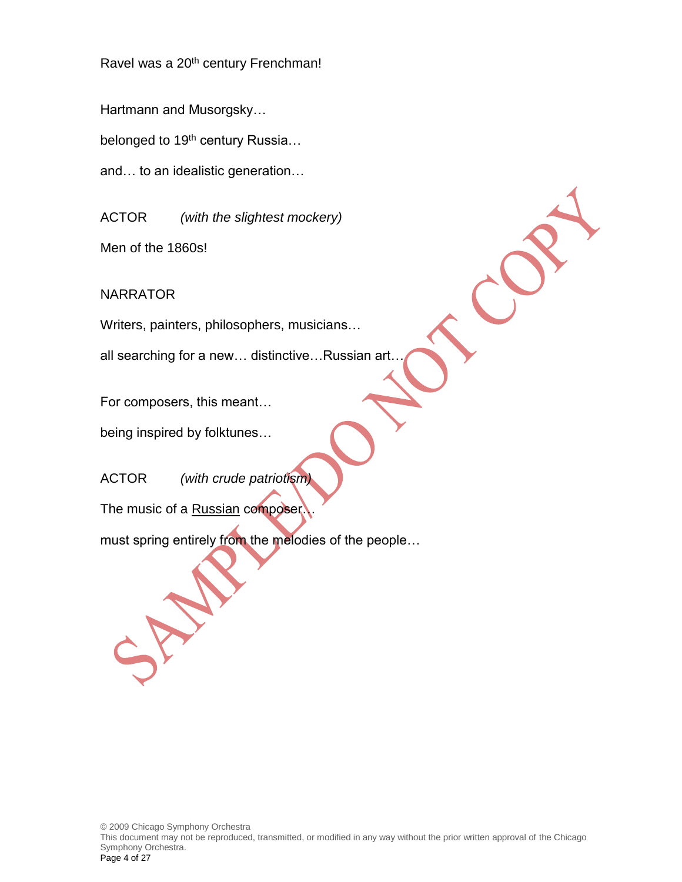Ravel was a 20th century Frenchman!

Hartmann and Musorgsky…

belonged to 19th century Russia…

and… to an idealistic generation…

ACTOR *(with the slightest mockery)*

Men of the 1860s!

NARRATOR

Writers, painters, philosophers, musicians…

all searching for a new… distinctive…Russian art…

For composers, this meant…

being inspired by folktunes…

ACTOR *(with crude patriotism)*

The music of a <u>Russian</u> composer…

must spring entirely from the melodies of the people…

© 2009 Chicago Symphony Orchestra
This document may not be reproduced, transmitted, or modified in any way without the prior written approval of the Chicago Symphony Orchestra.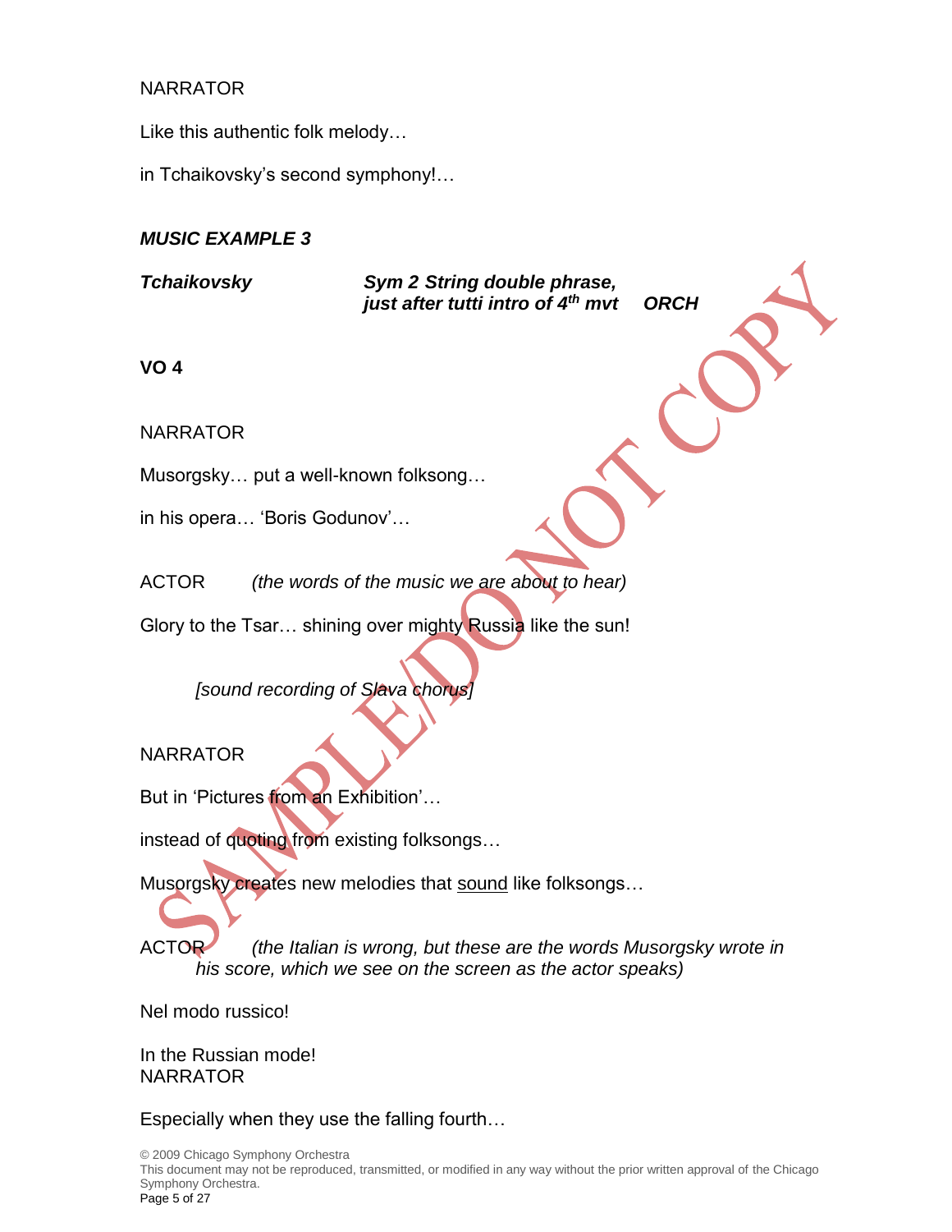NARRATOR

Like this authentic folk melody…

in Tchaikovsky's second symphony!…

***MUSIC EXAMPLE 3***

***Tchaikovsky*** ***Sym 2 String double phrase, just after tutti intro of 4th mvt*** ***ORCH***

**VO 4**

NARRATOR

Musorgsky… put a well-known folksong…

in his opera… 'Boris Godunov'…

ACTOR *(the words of the music we are about to hear)*

Glory to the Tsar… shining over mighty Russia like the sun!

*[sound recording of Slava chorus]*

NARRATOR

But in 'Pictures from an Exhibition'…

instead of quoting from existing folksongs…

Musorgsky creates new melodies that <u>sound</u> like folksongs…

ACTOR *(the Italian is wrong, but these are the words Musorgsky wrote in his score, which we see on the screen as the actor speaks)*

Nel modo russico!

In the Russian mode!

NARRATOR

Especially when they use the falling fourth…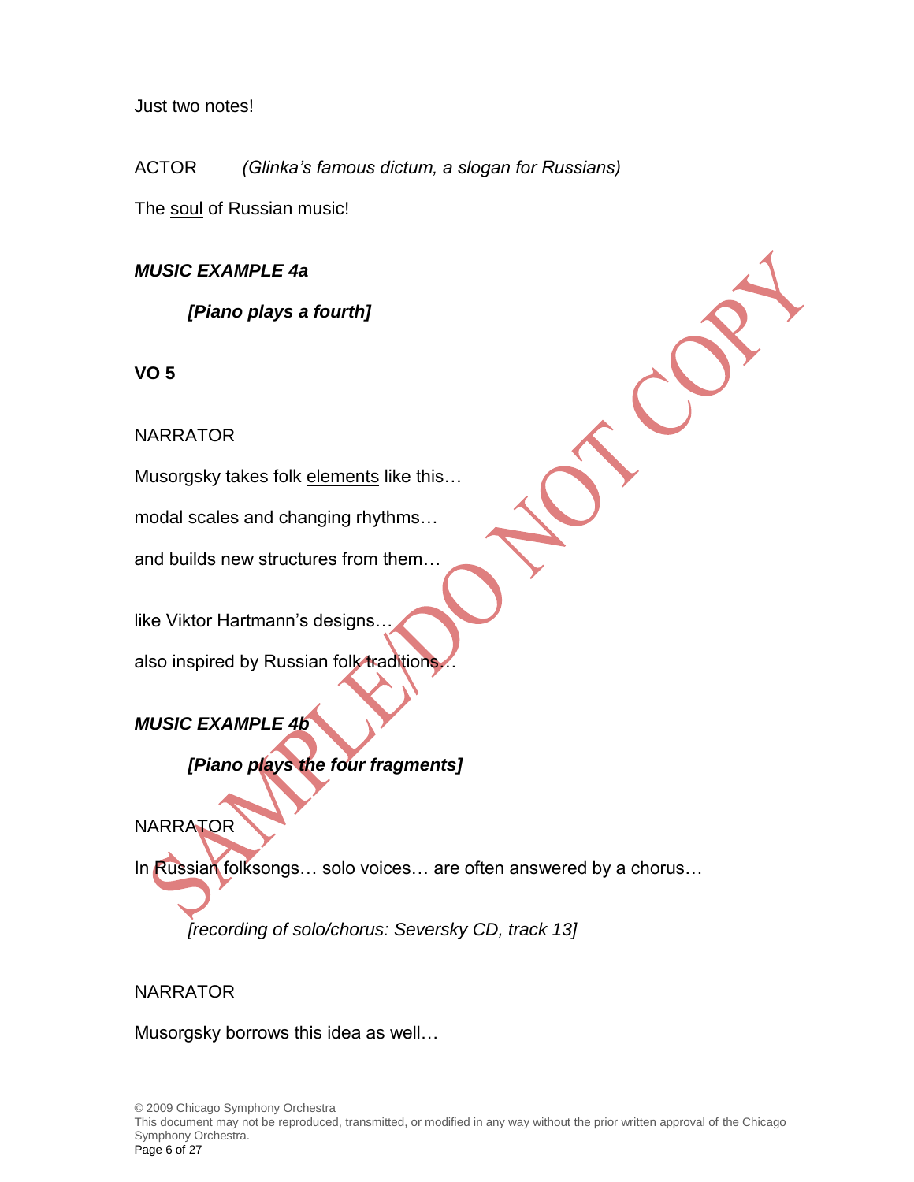Just two notes!

ACTOR *(Glinka's famous dictum, a slogan for Russians)*

The <u>soul</u> of Russian music!

***MUSIC EXAMPLE 4a***

***[Piano plays a fourth]***

**VO 5**

NARRATOR

Musorgsky takes folk <u>elements</u> like this…

modal scales and changing rhythms…

and builds new structures from them…

like Viktor Hartmann's designs…

also inspired by Russian folk traditions…

***MUSIC EXAMPLE 4b***

***[Piano plays the four fragments]***

NARRATOR

In Russian folksongs… solo voices… are often answered by a chorus…

*[recording of solo/chorus: Seversky CD, track 13]*

NARRATOR

Musorgsky borrows this idea as well…

© 2009 Chicago Symphony Orchestra
This document may not be reproduced, transmitted, or modified in any way without the prior written approval of the Chicago Symphony Orchestra.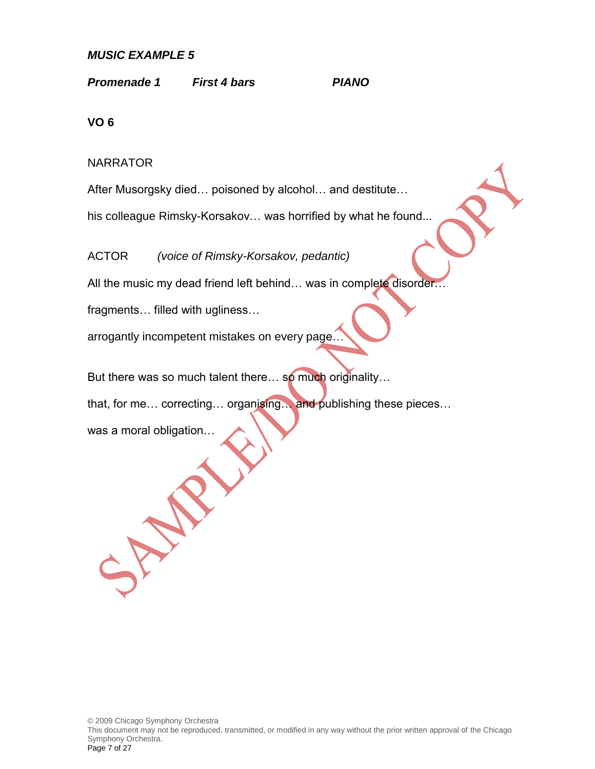***MUSIC EXAMPLE 5***

***Promenade 1*** ***First 4 bars*** ***PIANO***

**VO 6**

NARRATOR

After Musorgsky died… poisoned by alcohol… and destitute…

his colleague Rimsky-Korsakov… was horrified by what he found...

ACTOR *(voice of Rimsky-Korsakov, pedantic)*

All the music my dead friend left behind… was in complete disorder…

fragments… filled with ugliness…

arrogantly incompetent mistakes on every page…

But there was so much talent there… so much originality…

that, for me… correcting… organising… and publishing these pieces…

was a moral obligation…

SAMPLE/DO NOT COPY

© 2009 Chicago Symphony Orchestra
This document may not be reproduced, transmitted, or modified in any way without the prior written approval of the Chicago Symphony Orchestra.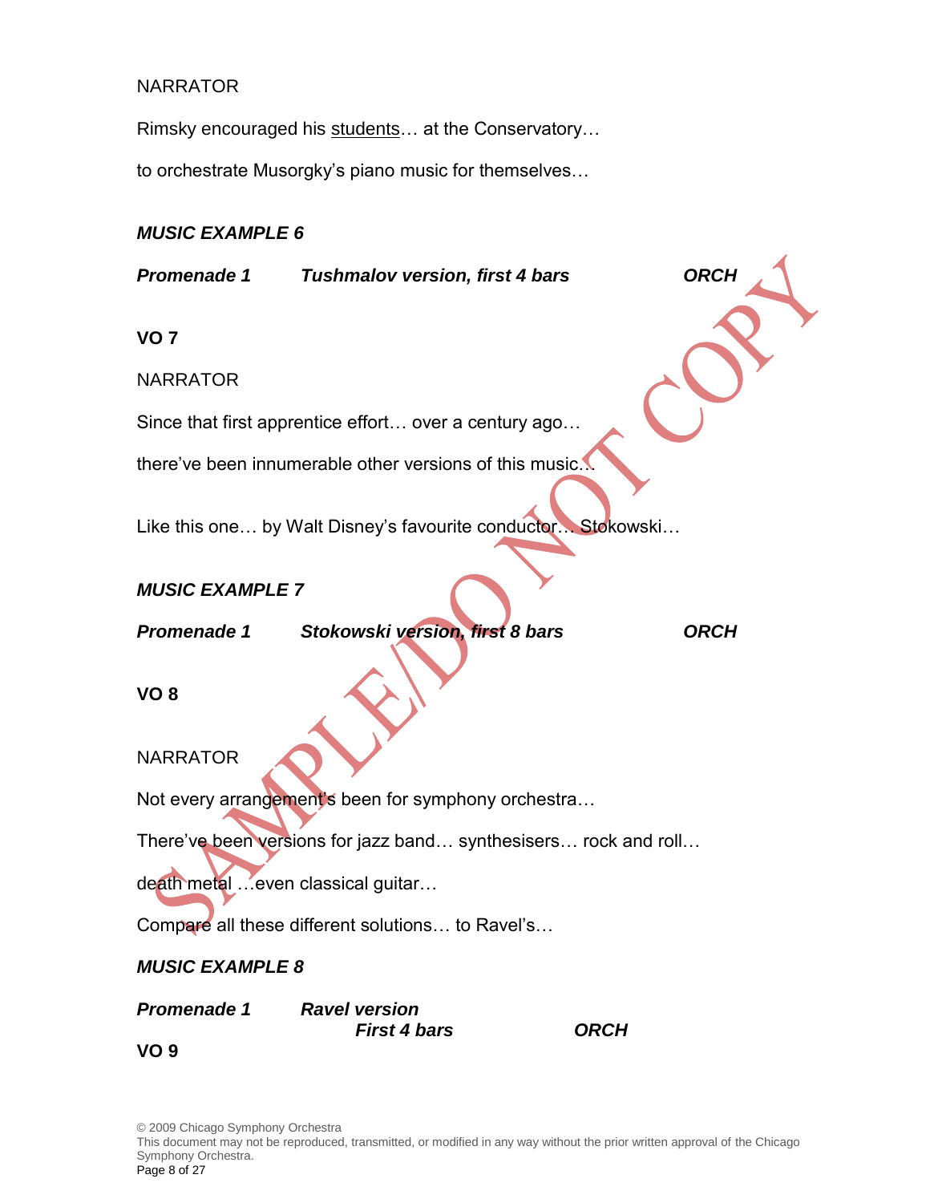NARRATOR

Rimsky encouraged his <u>students</u>… at the Conservatory…

to orchestrate Musorgky's piano music for themselves…

***MUSIC EXAMPLE 6***

***Promenade 1*** ***Tushmalov version, first 4 bars*** ***ORCH***

**VO 7**

NARRATOR

Since that first apprentice effort… over a century ago…

there've been innumerable other versions of this music…

Like this one… by Walt Disney's favourite conductor… Stokowski…

***MUSIC EXAMPLE 7***

***Promenade 1*** ***Stokowski version, first 8 bars*** ***ORCH***

**VO 8**

NARRATOR

Not every arrangement's been for symphony orchestra…

There've been versions for jazz band… synthesisers… rock and roll…

death metal …even classical guitar…

Compare all these different solutions… to Ravel's…

***MUSIC EXAMPLE 8***

***Promenade 1*** ***Ravel version***
***First 4 bars*** ***ORCH***

**VO 9**

© 2009 Chicago Symphony Orchestra
This document may not be reproduced, transmitted, or modified in any way without the prior written approval of the Chicago Symphony Orchestra.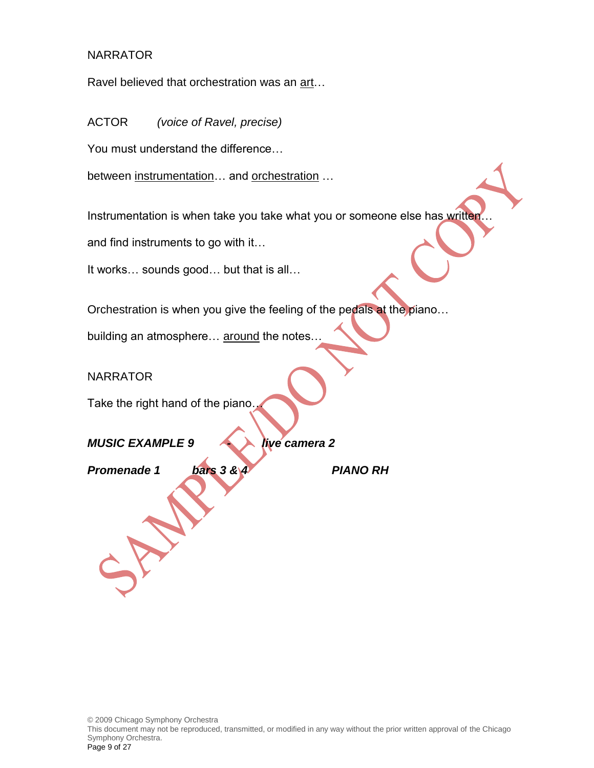NARRATOR

Ravel believed that orchestration was an <u>art</u>…

ACTOR *(voice of Ravel, precise)*

You must understand the difference…

between <u>instrumentation</u>… and <u>orchestration</u> …

Instrumentation is when take you take what you or someone else has written…

and find instruments to go with it…

It works… sounds good… but that is all…

Orchestration is when you give the feeling of the pedals at the piano…

building an atmosphere… <u>around</u> the notes…

NARRATOR

Take the right hand of the piano…

***MUSIC EXAMPLE 9 - live camera 2***

***Promenade 1 bars 3 & 4 PIANO RH***

© 2009 Chicago Symphony Orchestra
This document may not be reproduced, transmitted, or modified in any way without the prior written approval of the Chicago Symphony Orchestra.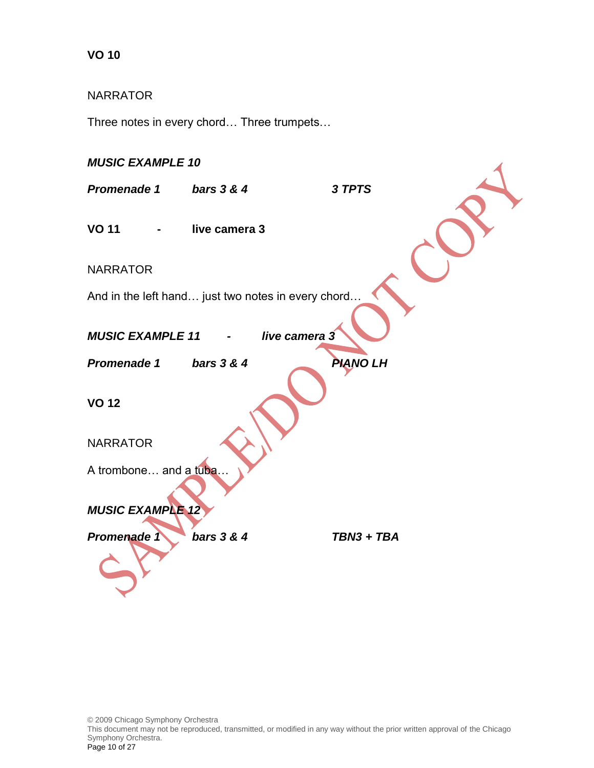**VO 10**

NARRATOR

Three notes in every chord… Three trumpets…

***MUSIC EXAMPLE 10***

***Promenade 1*** ***bars 3 & 4*** ***3 TPTS***

**VO 11 - live camera 3**

NARRATOR

And in the left hand… just two notes in every chord…

***MUSIC EXAMPLE 11 - live camera 3***

***Promenade 1*** ***bars 3 & 4*** ***PIANO LH***

**VO 12**

NARRATOR

A trombone… and a tuba…

***MUSIC EXAMPLE 12***

***Promenade 1*** ***bars 3 & 4*** ***TBN3 + TBA***

SAMPLE/DO NOT COPY

© 2009 Chicago Symphony Orchestra
This document may not be reproduced, transmitted, or modified in any way without the prior written approval of the Chicago Symphony Orchestra.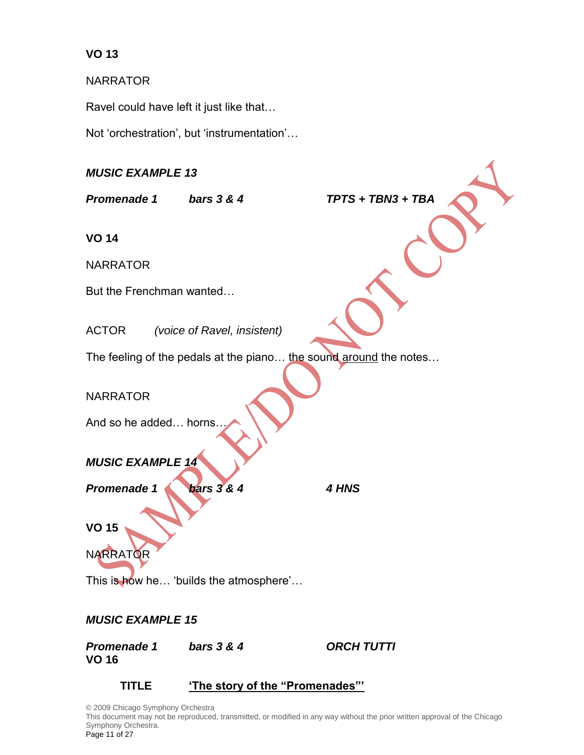**VO 13**

NARRATOR

Ravel could have left it just like that…

Not 'orchestration', but 'instrumentation'…

***MUSIC EXAMPLE 13***

***Promenade 1*** ***bars 3 & 4*** ***TPTS + TBN3 + TBA***

**VO 14**

NARRATOR

But the Frenchman wanted…

ACTOR *(voice of Ravel, insistent)*

The feeling of the pedals at the piano… the sound <u>around</u> the notes…

NARRATOR

And so he added… horns…

***MUSIC EXAMPLE 14***

***Promenade 1*** ***bars 3 & 4*** ***4 HNS***

**VO 15**

NARRATOR

This is how he… 'builds the atmosphere'…

***MUSIC EXAMPLE 15***

***Promenade 1*** ***bars 3 & 4*** ***ORCH TUTTI***

**VO 16**

**TITLE** **<u>'The story of the "Promenades"'</u>**

© 2009 Chicago Symphony Orchestra
This document may not be reproduced, transmitted, or modified in any way without the prior written approval of the Chicago Symphony Orchestra.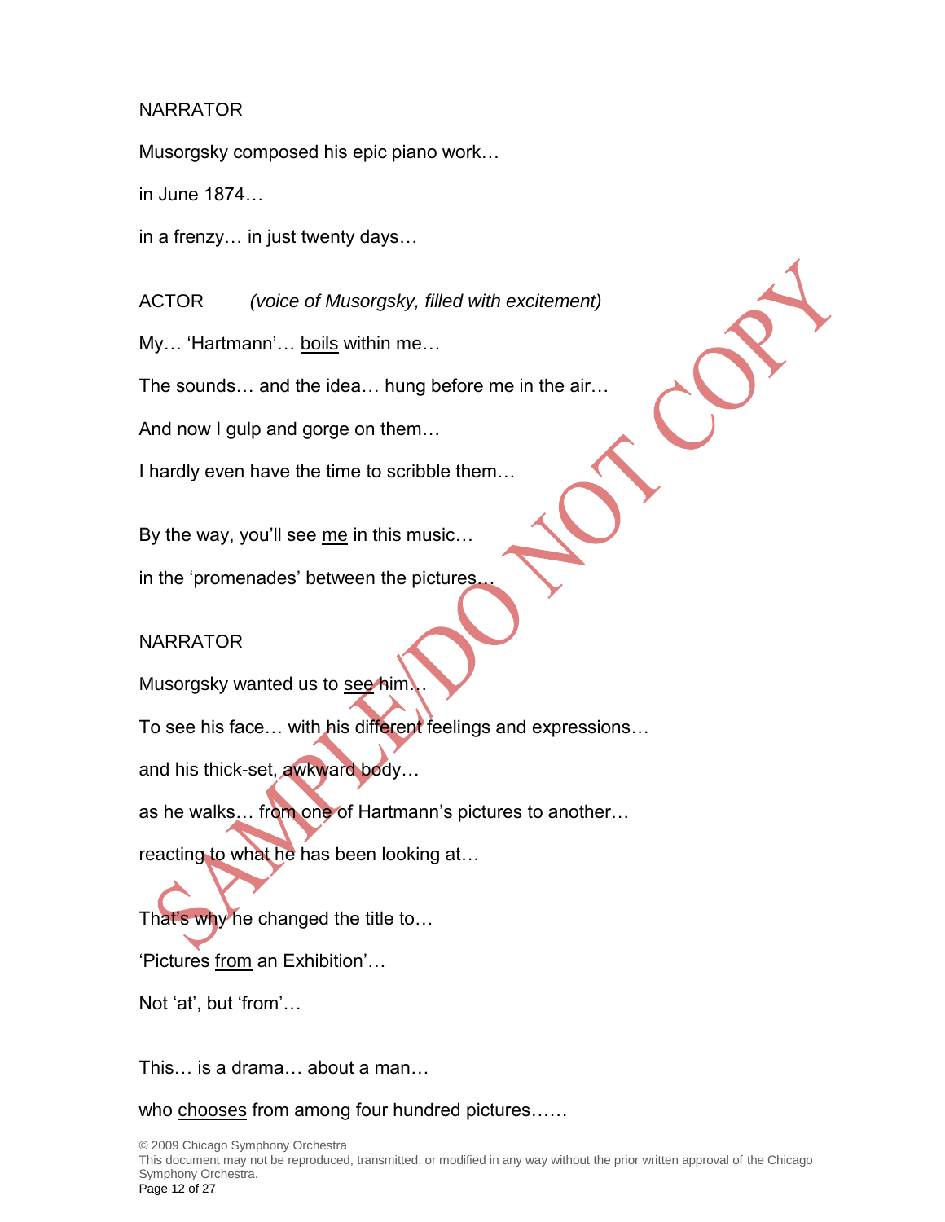NARRATOR

Musorgsky composed his epic piano work…

in June 1874…

in a frenzy… in just twenty days…

ACTOR *(voice of Musorgsky, filled with excitement)*

My… 'Hartmann'… <u>boils</u> within me…

The sounds… and the idea… hung before me in the air…

And now I gulp and gorge on them…

I hardly even have the time to scribble them…

By the way, you'll see <u>me</u> in this music…

in the 'promenades' <u>between</u> the pictures…

NARRATOR

Musorgsky wanted us to <u>see</u> him…

To see his face… with his different feelings and expressions…

and his thick-set, awkward body…

as he walks… from one of Hartmann's pictures to another…

reacting to what he has been looking at…

That's why he changed the title to…

'Pictures <u>from</u> an Exhibition'…

Not 'at', but 'from'…

This… is a drama… about a man…

who <u>chooses</u> from among four hundred pictures……

© 2009 Chicago Symphony Orchestra
This document may not be reproduced, transmitted, or modified in any way without the prior written approval of the Chicago Symphony Orchestra.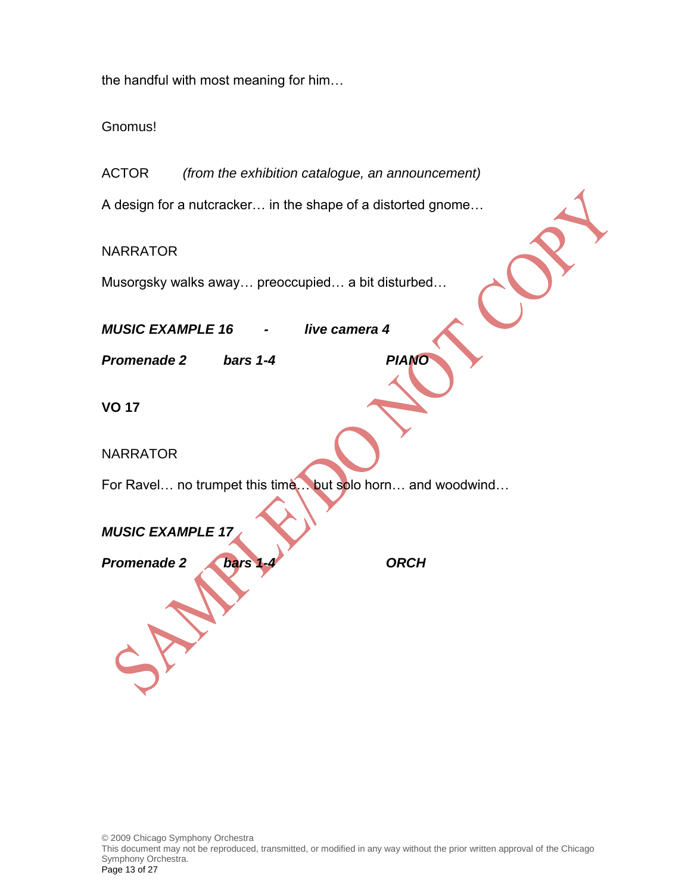the handful with most meaning for him…

Gnomus!

ACTOR (*from the exhibition catalogue, an announcement)*

A design for a nutcracker… in the shape of a distorted gnome…

NARRATOR

Musorgsky walks away… preoccupied… a bit disturbed…

***MUSIC EXAMPLE 16 - live camera 4***

***Promenade 2 bars 1-4 PIANO***

**VO 17**

NARRATOR

For Ravel… no trumpet this time… but solo horn… and woodwind…

***MUSIC EXAMPLE 17***

***Promenade 2 bars 1-4 ORCH***

SAMPLE/DO NOT COPY

© 2009 Chicago Symphony Orchestra
This document may not be reproduced, transmitted, or modified in any way without the prior written approval of the Chicago Symphony Orchestra.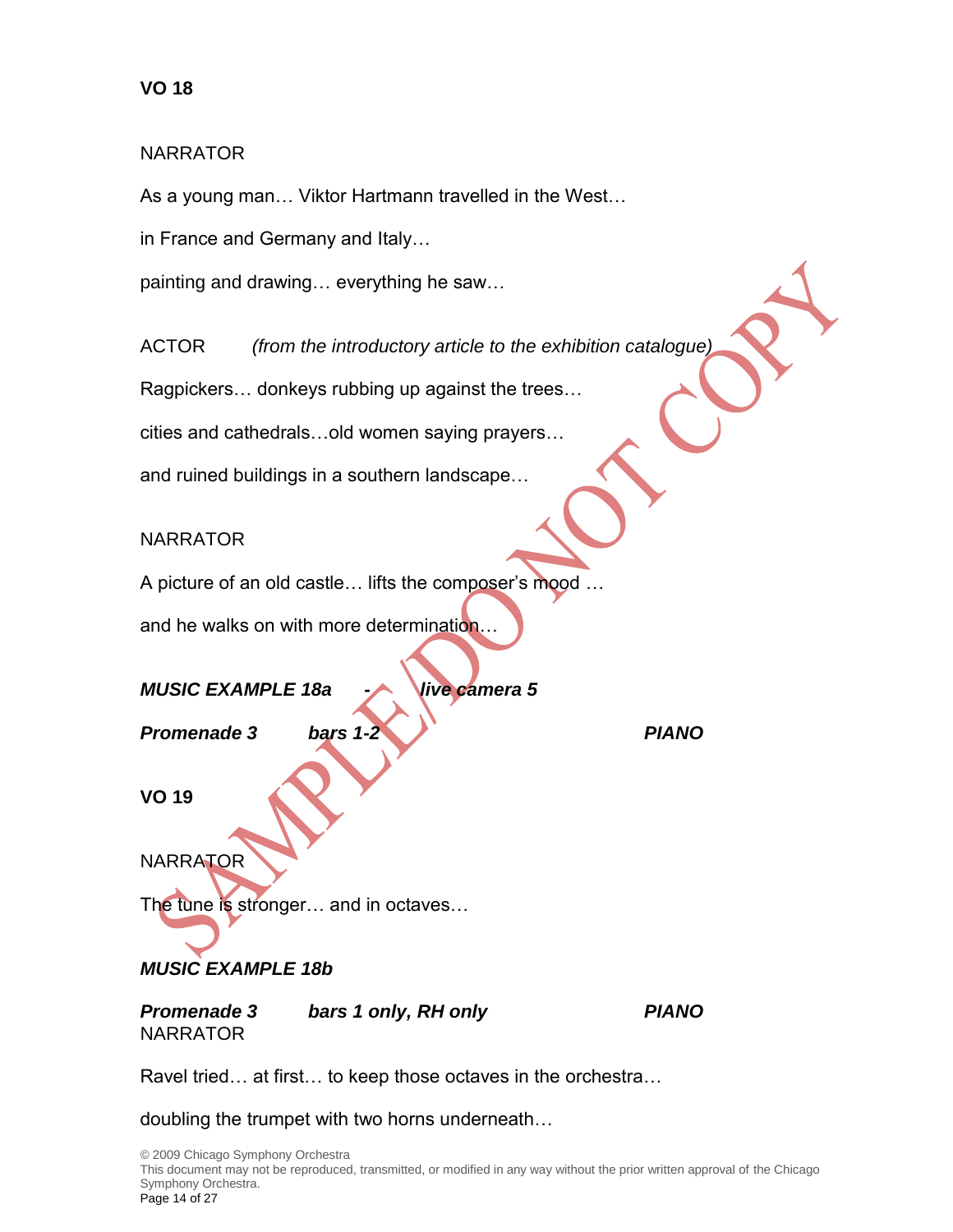**VO 18**

NARRATOR

As a young man… Viktor Hartmann travelled in the West…

in France and Germany and Italy…

painting and drawing… everything he saw…

ACTOR *(from the introductory article to the exhibition catalogue)*

Ragpickers… donkeys rubbing up against the trees…

cities and cathedrals…old women saying prayers…

and ruined buildings in a southern landscape…

NARRATOR

A picture of an old castle… lifts the composer's mood …

and he walks on with more determination…

***MUSIC EXAMPLE 18a - live camera 5***

***Promenade 3 bars 1-2 PIANO***

**VO 19**

NARRATOR

The tune is stronger… and in octaves…

***MUSIC EXAMPLE 18b***

***Promenade 3 bars 1 only, RH only PIANO***

NARRATOR

Ravel tried… at first… to keep those octaves in the orchestra…

doubling the trumpet with two horns underneath…

© 2009 Chicago Symphony Orchestra
This document may not be reproduced, transmitted, or modified in any way without the prior written approval of the Chicago Symphony Orchestra.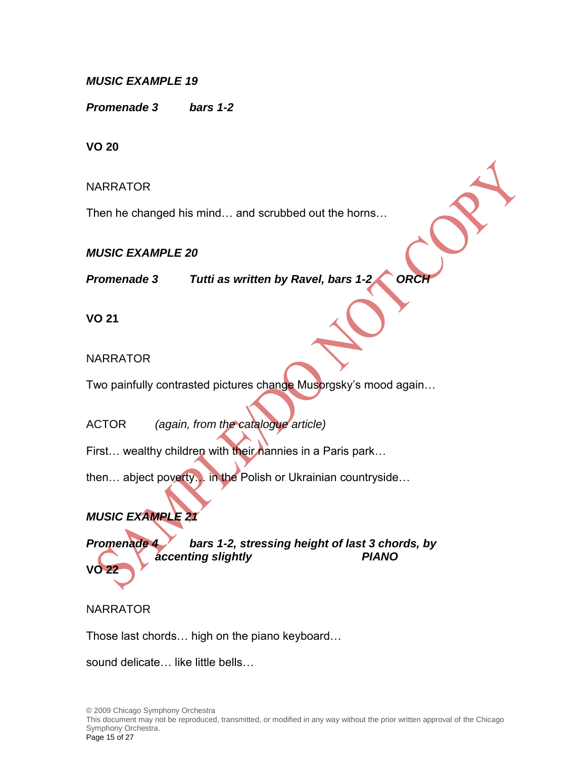***MUSIC EXAMPLE 19***

***Promenade 3 bars 1-2***

**VO 20**

NARRATOR

Then he changed his mind… and scrubbed out the horns…

***MUSIC EXAMPLE 20***

***Promenade 3 Tutti as written by Ravel, bars 1-2 ORCH***

**VO 21**

NARRATOR

Two painfully contrasted pictures change Musorgsky's mood again…

ACTOR *(again, from the catalogue article)*

First… wealthy children with their nannies in a Paris park…

then… abject poverty… in the Polish or Ukrainian countryside…

***MUSIC EXAMPLE 21***

***Promenade 4 bars 1-2, stressing height of last 3 chords, by accenting slightly PIANO***

**VO 22**

NARRATOR

Those last chords… high on the piano keyboard…

sound delicate… like little bells…

© 2009 Chicago Symphony Orchestra
This document may not be reproduced, transmitted, or modified in any way without the prior written approval of the Chicago Symphony Orchestra.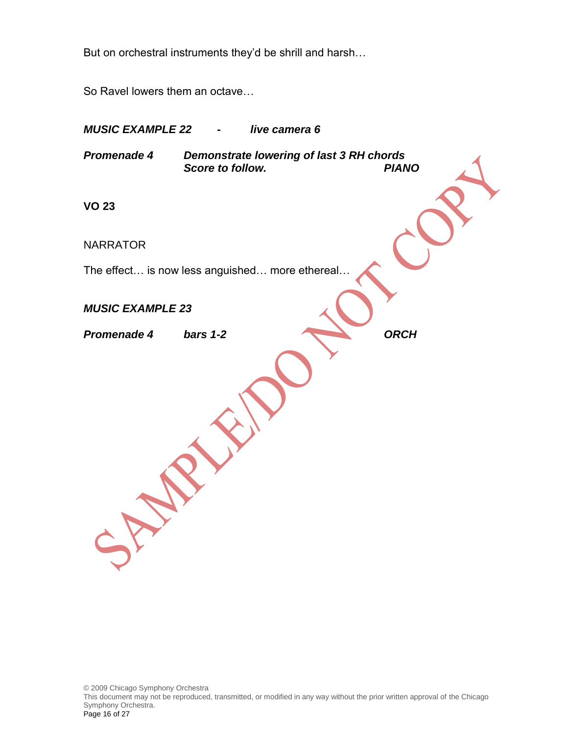But on orchestral instruments they'd be shrill and harsh…

So Ravel lowers them an octave…

***MUSIC EXAMPLE 22 - live camera 6***

***Promenade 4 Demonstrate lowering of last 3 RH chords***
***Score to follow. PIANO***

**VO 23**

NARRATOR

The effect… is now less anguished… more ethereal…

***MUSIC EXAMPLE 23***

***Promenade 4 bars 1-2 ORCH***

© 2009 Chicago Symphony Orchestra
This document may not be reproduced, transmitted, or modified in any way without the prior written approval of the Chicago Symphony Orchestra.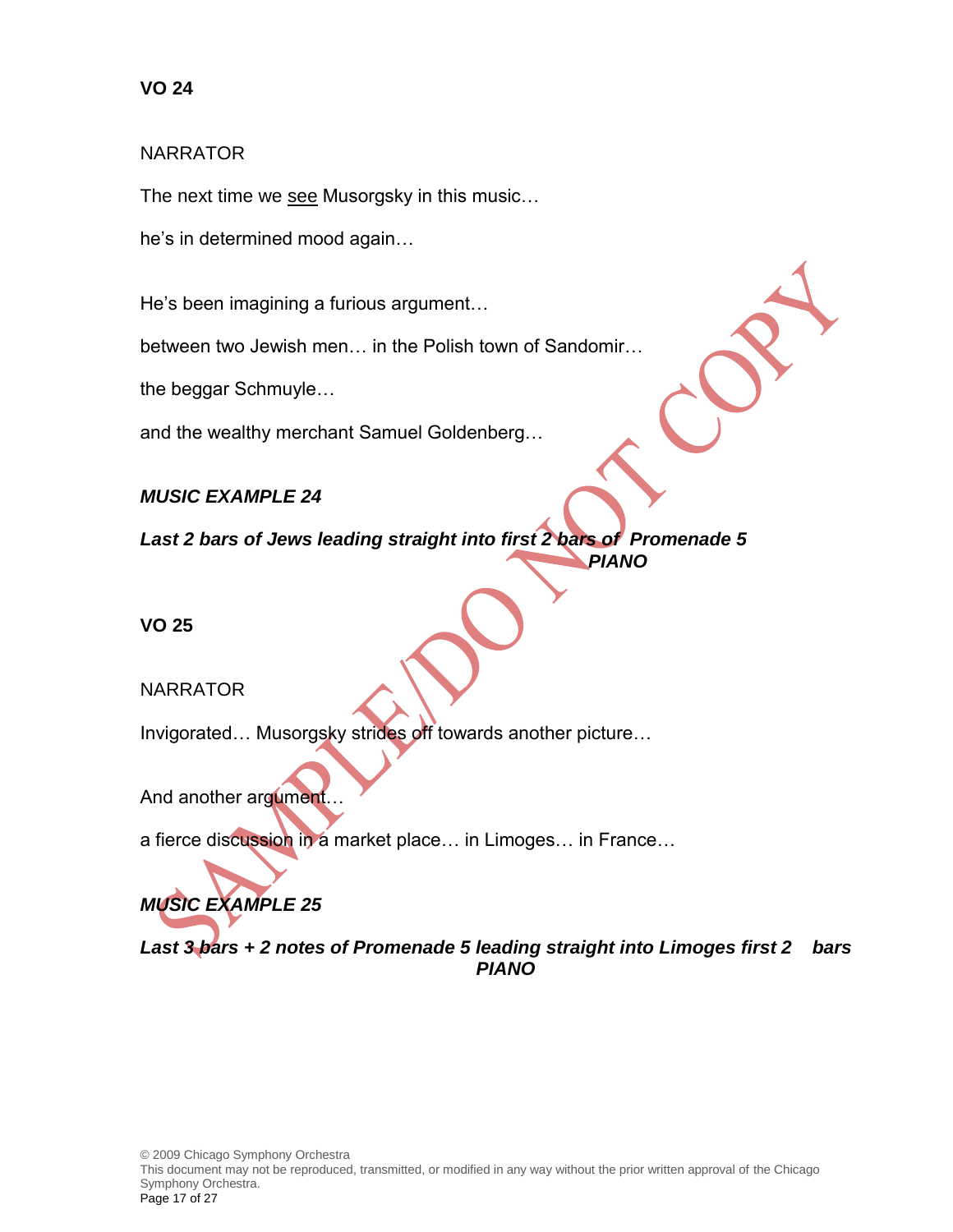**VO 24**

NARRATOR

The next time we <u>see</u> Musorgsky in this music…

he's in determined mood again…

He's been imagining a furious argument…

between two Jewish men… in the Polish town of Sandomir…

the beggar Schmuyle…

and the wealthy merchant Samuel Goldenberg…

***MUSIC EXAMPLE 24***

***Last 2 bars of Jews leading straight into first 2 bars of Promenade 5 PIANO***

**VO 25**

NARRATOR

Invigorated… Musorgsky strides off towards another picture…

And another argument…

a fierce discussion in a market place… in Limoges… in France…

***MUSIC EXAMPLE 25***

***Last 3 bars + 2 notes of Promenade 5 leading straight into Limoges first 2 bars PIANO***

© 2009 Chicago Symphony Orchestra
This document may not be reproduced, transmitted, or modified in any way without the prior written approval of the Chicago Symphony Orchestra.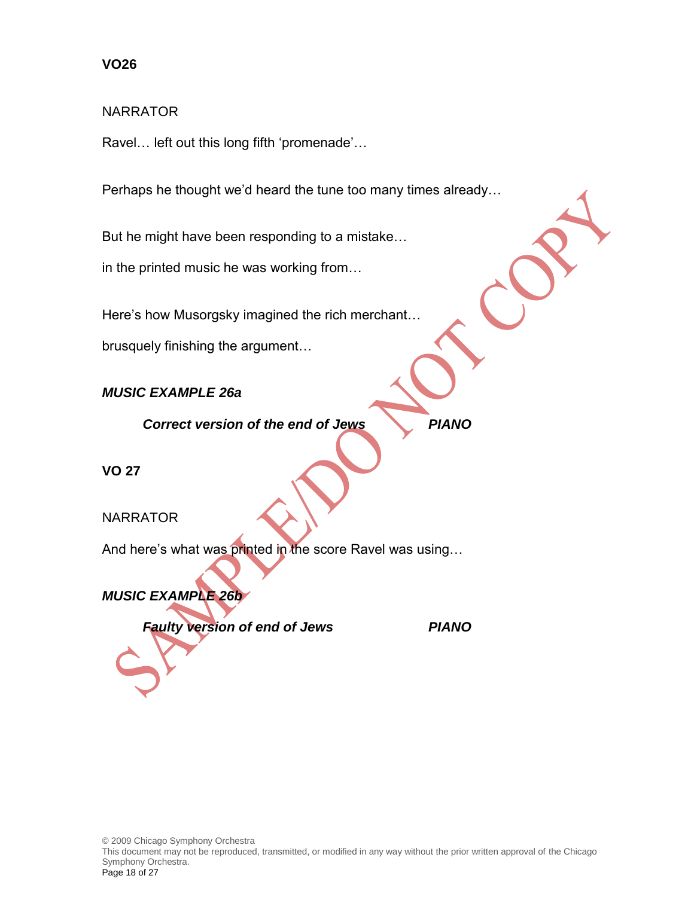**VO26**

NARRATOR

Ravel… left out this long fifth 'promenade'…

Perhaps he thought we'd heard the tune too many times already…

But he might have been responding to a mistake…

in the printed music he was working from…

Here's how Musorgsky imagined the rich merchant…

brusquely finishing the argument…

***MUSIC EXAMPLE 26a***

***Correct version of the end of Jews*** ***PIANO***

**VO 27**

NARRATOR

And here's what was printed in the score Ravel was using…

***MUSIC EXAMPLE 26b***

***Faulty version of end of Jews*** ***PIANO***

© 2009 Chicago Symphony Orchestra
This document may not be reproduced, transmitted, or modified in any way without the prior written approval of the Chicago Symphony Orchestra.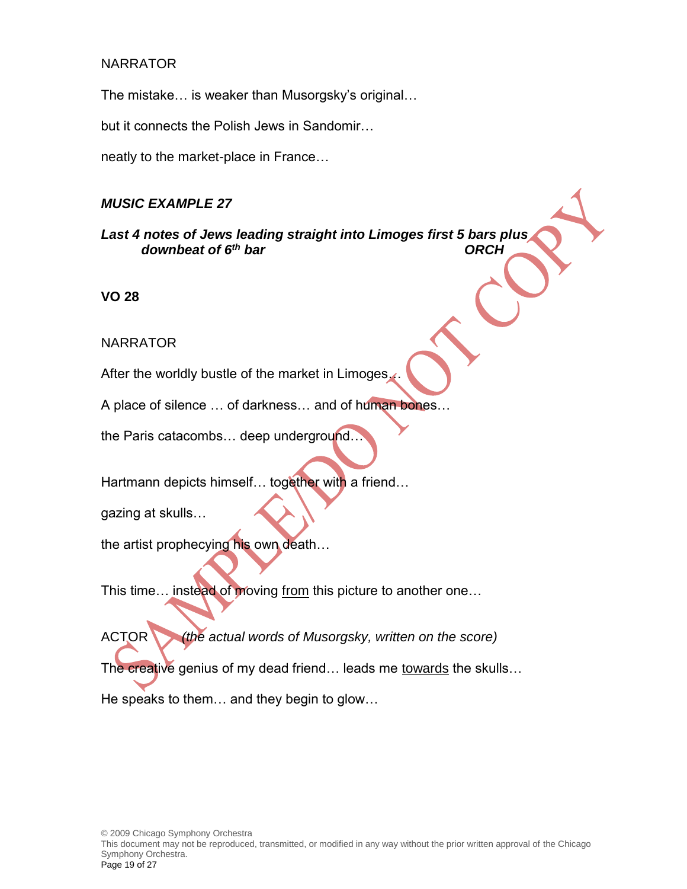NARRATOR

The mistake… is weaker than Musorgsky's original…

but it connects the Polish Jews in Sandomir…

neatly to the market-place in France…

***MUSIC EXAMPLE 27***

***Last 4 notes of Jews leading straight into Limoges first 5 bars plus downbeat of 6th bar*** ***ORCH***

**VO 28**

NARRATOR

After the worldly bustle of the market in Limoges…

A place of silence … of darkness… and of human bones…

the Paris catacombs… deep underground…

Hartmann depicts himself… together with a friend…

gazing at skulls…

the artist prophecying his own death…

This time… instead of moving <u>from</u> this picture to another one…

ACTOR *(the actual words of Musorgsky, written on the score)*

The creative genius of my dead friend… leads me <u>towards</u> the skulls…

He speaks to them… and they begin to glow…

© 2009 Chicago Symphony Orchestra
This document may not be reproduced, transmitted, or modified in any way without the prior written approval of the Chicago Symphony Orchestra.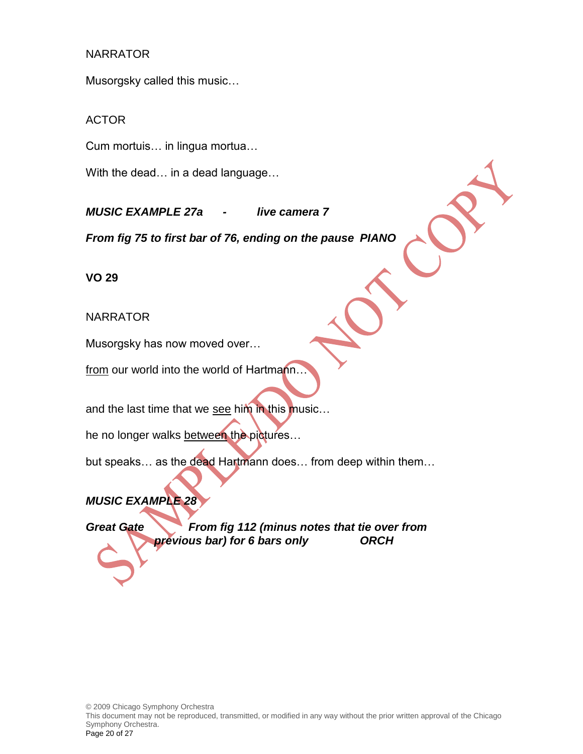NARRATOR

Musorgsky called this music…

ACTOR

Cum mortuis… in lingua mortua…

With the dead… in a dead language…

***MUSIC EXAMPLE 27a - live camera 7***

***From fig 75 to first bar of 76, ending on the pause PIANO***

**VO 29**

NARRATOR

Musorgsky has now moved over…

<u>from</u> our world into the world of Hartmann…

and the last time that we <u>see</u> him in this music…

he no longer walks <u>between</u> the pictures…

but speaks… as the dead Hartmann does… from deep within them…

***MUSIC EXAMPLE 28***

***Great Gate From fig 112 (minus notes that tie over from previous bar) for 6 bars only ORCH***

SAMPLE/DO NOT COPY

© 2009 Chicago Symphony Orchestra
This document may not be reproduced, transmitted, or modified in any way without the prior written approval of the Chicago Symphony Orchestra.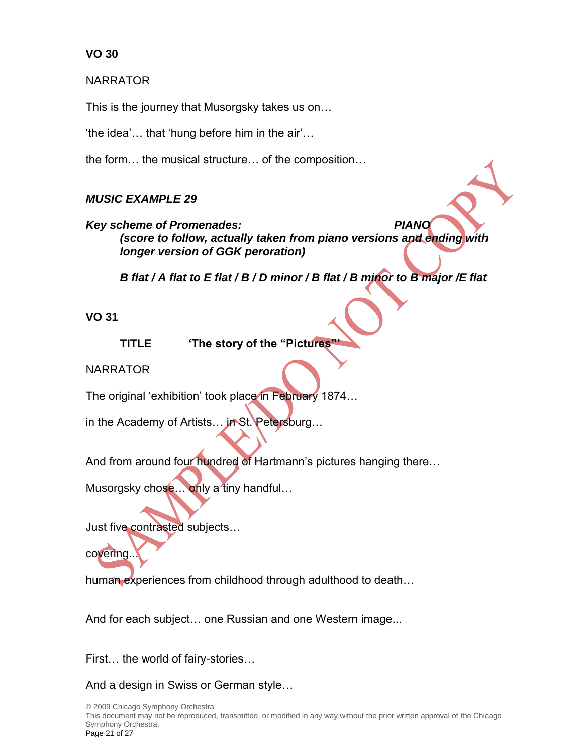**VO 30**

NARRATOR

This is the journey that Musorgsky takes us on…

'the idea'… that 'hung before him in the air'…

the form… the musical structure… of the composition…

***MUSIC EXAMPLE 29***

***Key scheme of Promenades:*** ***PIANO***
***(score to follow, actually taken from piano versions and ending with longer version of GGK peroration)***

***B flat / A flat to E flat / B / D minor / B flat / B minor to B major /E flat***

**VO 31**

**TITLE** **'The story of the "Pictures"'**

NARRATOR

The original 'exhibition' took place in February 1874…

in the Academy of Artists… in St. Petersburg…

And from around four hundred of Hartmann's pictures hanging there…

Musorgsky chose… only a tiny handful…

Just five contrasted subjects…

covering...

human experiences from childhood through adulthood to death…

And for each subject… one Russian and one Western image...

First… the world of fairy-stories…

And a design in Swiss or German style…

© 2009 Chicago Symphony Orchestra
This document may not be reproduced, transmitted, or modified in any way without the prior written approval of the Chicago Symphony Orchestra.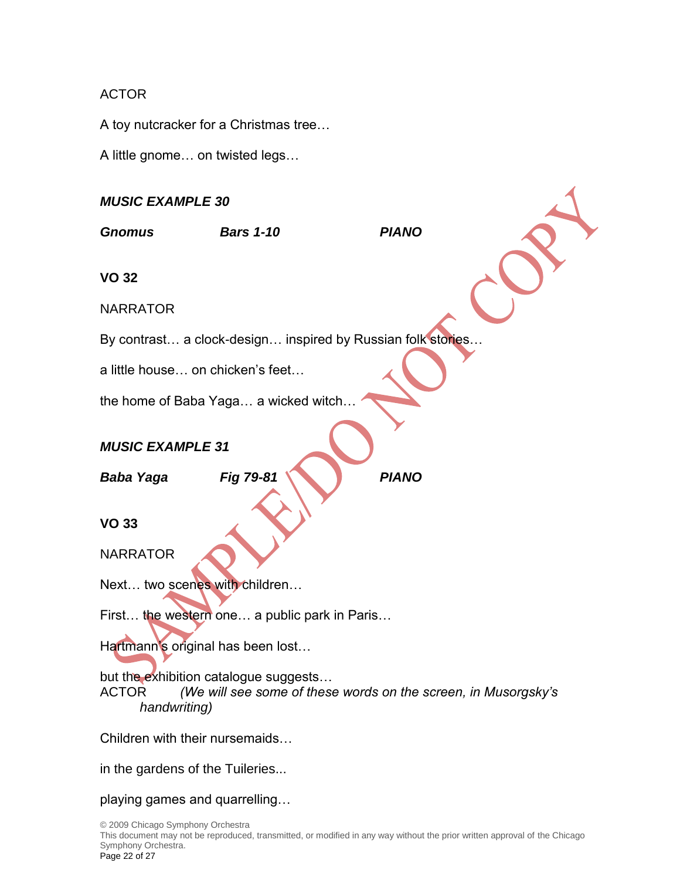ACTOR

A toy nutcracker for a Christmas tree…

A little gnome… on twisted legs…

***MUSIC EXAMPLE 30***

***Gnomus*** ***Bars 1-10*** ***PIANO***

**VO 32**

NARRATOR

By contrast… a clock-design… inspired by Russian folk stories…

a little house… on chicken's feet…

the home of Baba Yaga… a wicked witch…

***MUSIC EXAMPLE 31***

***Baba Yaga*** ***Fig 79-81*** ***PIANO***

**VO 33**

NARRATOR

Next… two scenes with children…

First… the western one… a public park in Paris…

Hartmann's original has been lost…

but the exhibition catalogue suggests…

ACTOR *(We will see some of these words on the screen, in Musorgsky's handwriting)*

Children with their nursemaids…

in the gardens of the Tuileries...

playing games and quarrelling…

© 2009 Chicago Symphony Orchestra
This document may not be reproduced, transmitted, or modified in any way without the prior written approval of the Chicago Symphony Orchestra.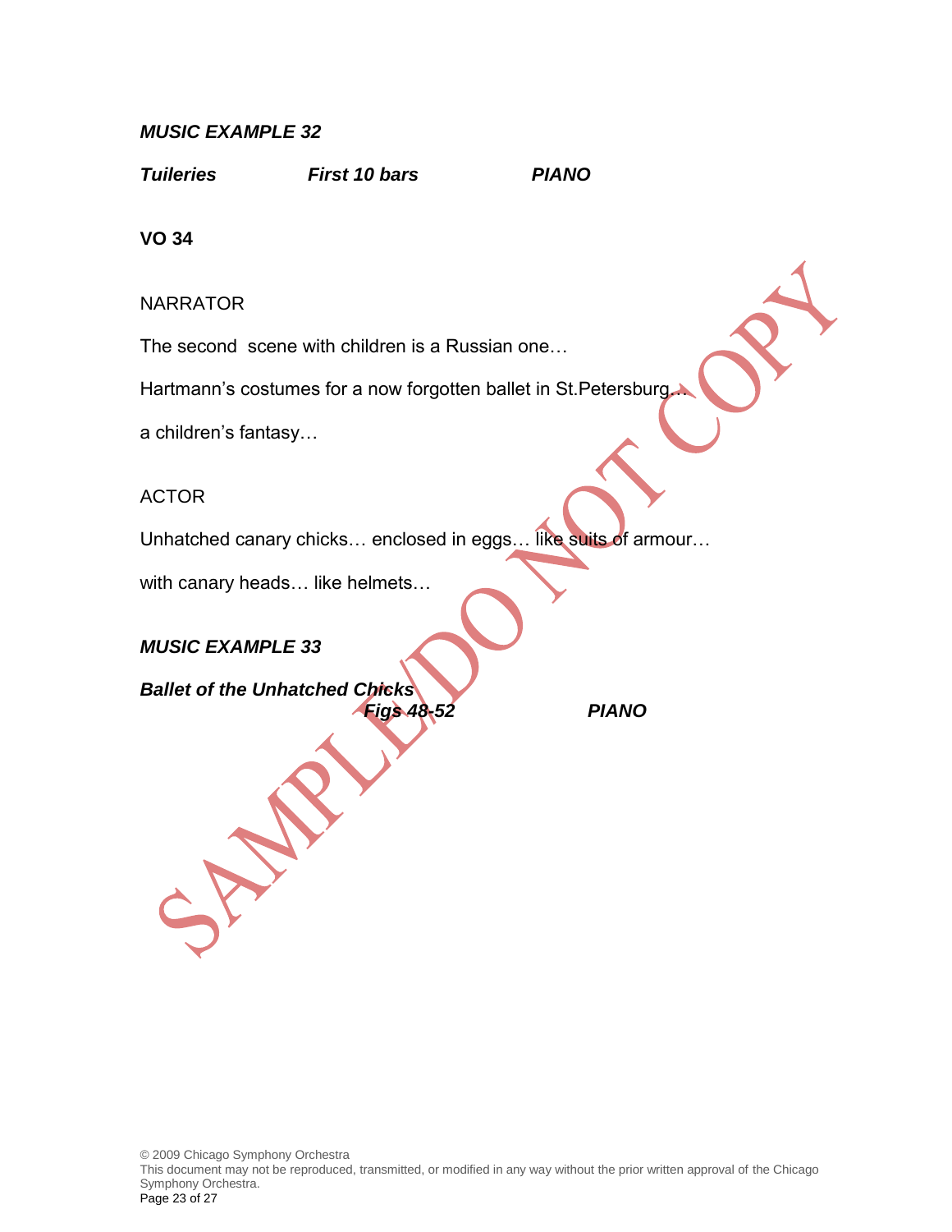***MUSIC EXAMPLE 32***

***Tuileries*** ***First 10 bars*** ***PIANO***

**VO 34**

NARRATOR

The second scene with children is a Russian one…

Hartmann's costumes for a now forgotten ballet in St.Petersburg…

a children's fantasy…

ACTOR

Unhatched canary chicks… enclosed in eggs… like suits of armour…

with canary heads… like helmets…

***MUSIC EXAMPLE 33***

***Ballet of the Unhatched Chicks*** ***Figs 48-52*** ***PIANO***

© 2009 Chicago Symphony Orchestra
This document may not be reproduced, transmitted, or modified in any way without the prior written approval of the Chicago Symphony Orchestra.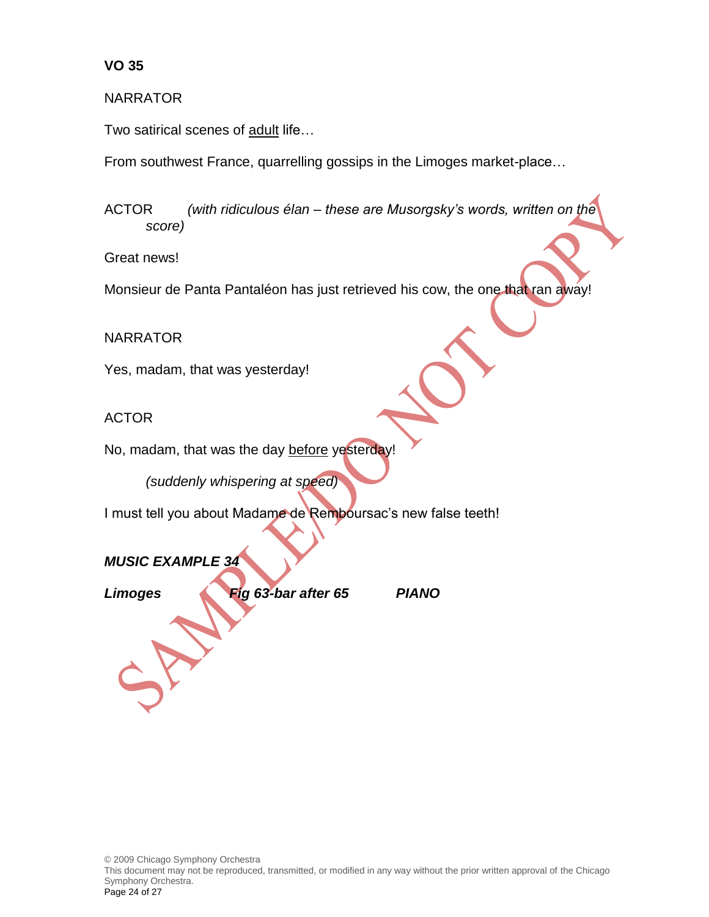**VO 35**

NARRATOR

Two satirical scenes of <u>adult</u> life…

From southwest France, quarrelling gossips in the Limoges market-place…

ACTOR *(with ridiculous élan – these are Musorgsky's words, written on the score)*

Great news!

Monsieur de Panta Pantaléon has just retrieved his cow, the one that ran away!

NARRATOR

Yes, madam, that was yesterday!

ACTOR

No, madam, that was the day <u>before</u> yesterday!

*(suddenly whispering at speed)*

I must tell you about Madame de Remboursac's new false teeth!

***MUSIC EXAMPLE 34***

***Limoges Fig 63-bar after 65 PIANO***

© 2009 Chicago Symphony Orchestra
This document may not be reproduced, transmitted, or modified in any way without the prior written approval of the Chicago Symphony Orchestra.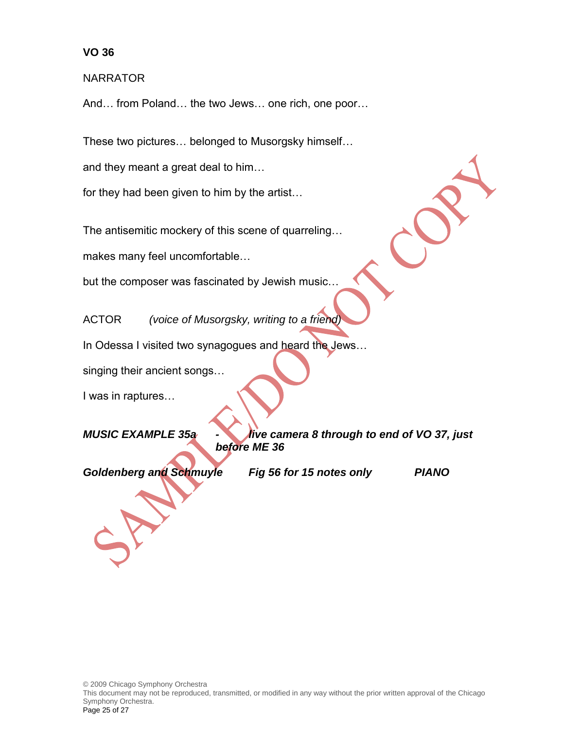**VO 36**

NARRATOR

And… from Poland… the two Jews… one rich, one poor…

These two pictures… belonged to Musorgsky himself…

and they meant a great deal to him…

for they had been given to him by the artist…

The antisemitic mockery of this scene of quarreling…

makes many feel uncomfortable…

but the composer was fascinated by Jewish music…

ACTOR *(voice of Musorgsky, writing to a friend)*

In Odessa I visited two synagogues and heard the Jews…

singing their ancient songs…

I was in raptures…

***MUSIC EXAMPLE 35a - live camera 8 through to end of VO 37, just before ME 36***

***Goldenberg and Schmuyle Fig 56 for 15 notes only PIANO***

© 2009 Chicago Symphony Orchestra
This document may not be reproduced, transmitted, or modified in any way without the prior written approval of the Chicago Symphony Orchestra.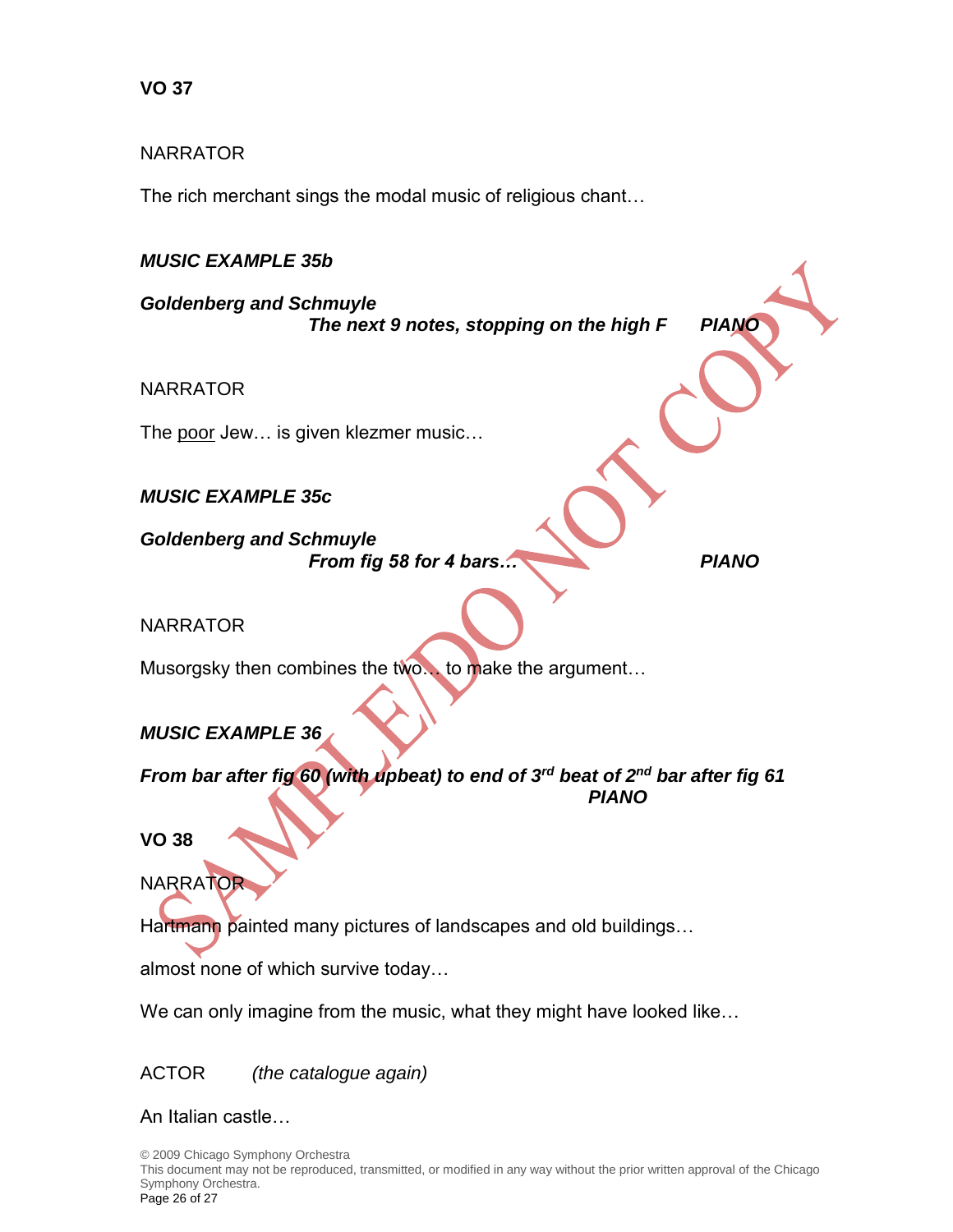**VO 37**

NARRATOR

The rich merchant sings the modal music of religious chant…

***MUSIC EXAMPLE 35b***

***Goldenberg and Schmuyle***
***The next 9 notes, stopping on the high F PIANO***

NARRATOR

The <u>poor</u> Jew… is given klezmer music…

***MUSIC EXAMPLE 35c***

***Goldenberg and Schmuyle***
***From fig 58 for 4 bars… PIANO***

NARRATOR

Musorgsky then combines the two… to make the argument…

***MUSIC EXAMPLE 36***

***From bar after fig 60 (with upbeat) to end of 3rd beat of 2nd bar after fig 61***
***PIANO***

**VO 38**

NARRATOR

Hartmann painted many pictures of landscapes and old buildings…

almost none of which survive today…

We can only imagine from the music, what they might have looked like…

ACTOR *(the catalogue again)*

An Italian castle…

© 2009 Chicago Symphony Orchestra
This document may not be reproduced, transmitted, or modified in any way without the prior written approval of the Chicago Symphony Orchestra.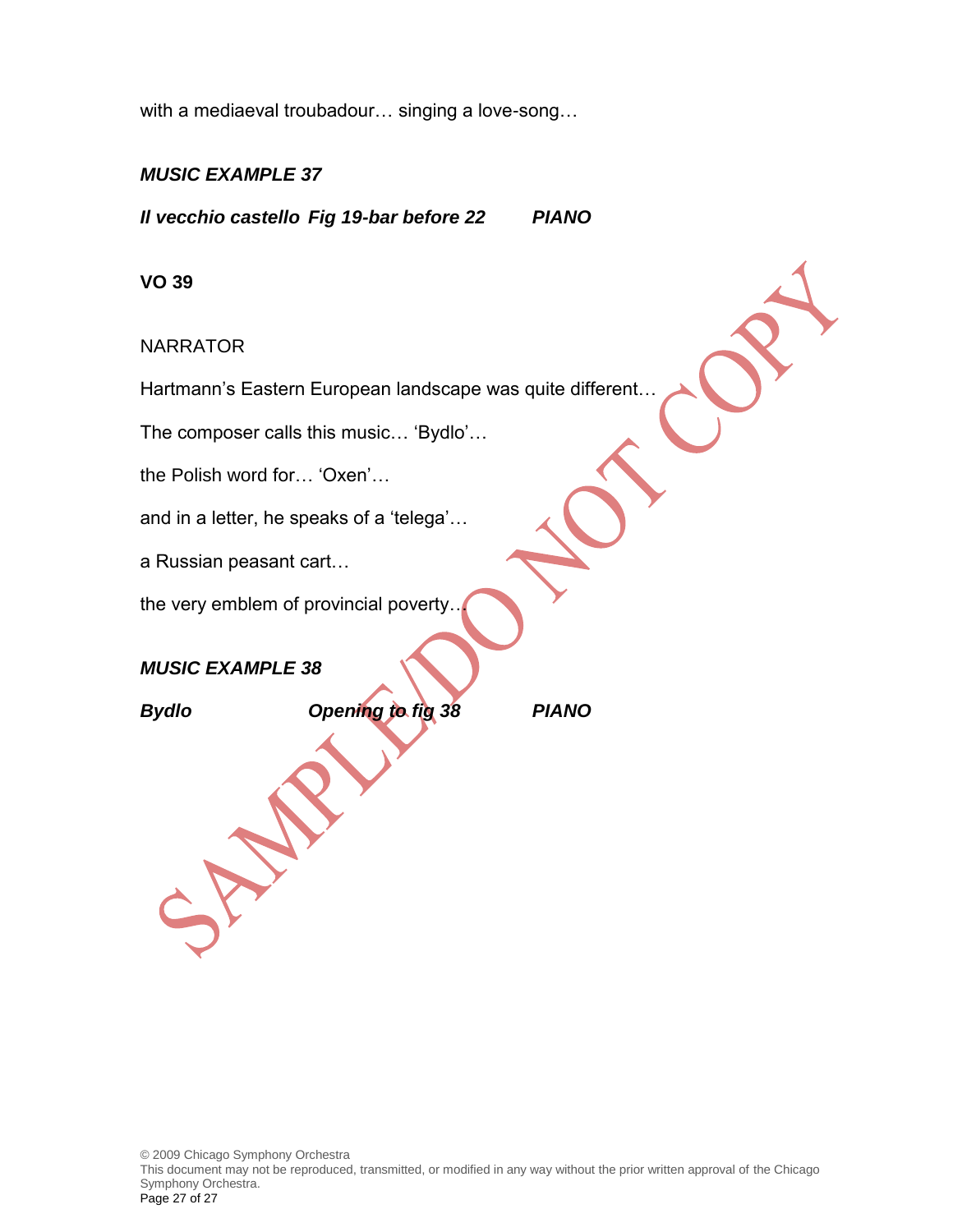with a mediaeval troubadour… singing a love-song…

***MUSIC EXAMPLE 37***

***Il vecchio castello Fig 19-bar before 22 PIANO***

**VO 39**

NARRATOR

Hartmann's Eastern European landscape was quite different…

The composer calls this music… 'Bydlo'…

the Polish word for… 'Oxen'…

and in a letter, he speaks of a 'telega'…

a Russian peasant cart…

the very emblem of provincial poverty…

***MUSIC EXAMPLE 38***

***Bydlo Opening to fig 38 PIANO***

© 2009 Chicago Symphony Orchestra
This document may not be reproduced, transmitted, or modified in any way without the prior written approval of the Chicago Symphony Orchestra.